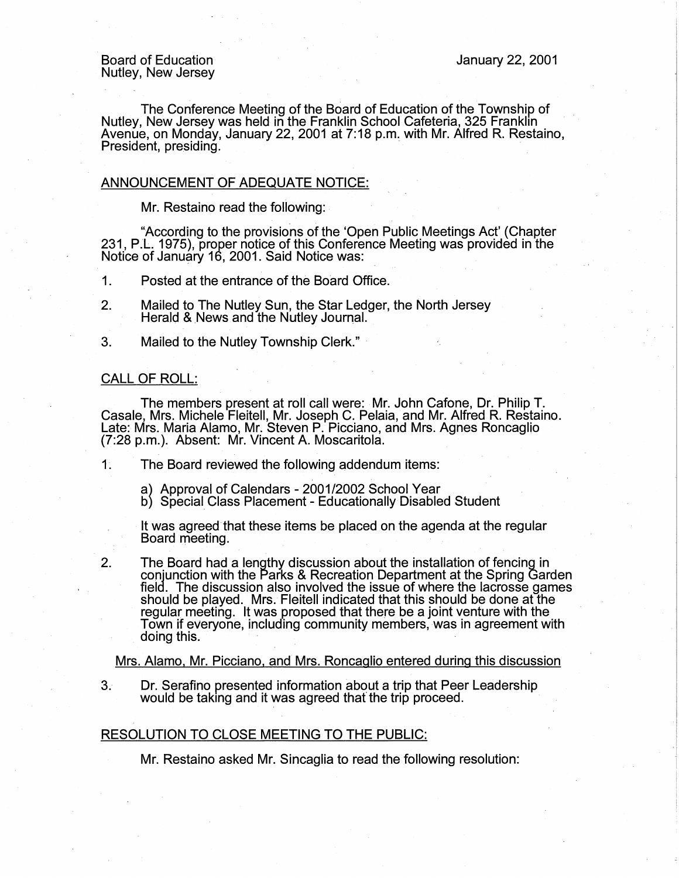Board of Education
Nutley, New Jersey

January 22, 2001

The Conference Meeting of the Board of Education of the Township of Nutley, New Jersey was held in the Franklin School Cafeteria, 325 Franklin Avenue, on Monday, January 22, 2001 at 7:18 p.m. with Mr. Alfred R. Restaino, President, presiding.

## ANNOUNCEMENT OF ADEQUATE NOTICE:

Mr. Restaino read the following:

"According to the provisions of the 'Open Public Meetings Act' (Chapter 231, P.L. 1975), proper notice of this Conference Meeting was provided in the Notice of January 16, 2001. Said Notice was:

1. Posted at the entrance of the Board Office.
2. Mailed to The Nutley Sun, the Star Ledger, the North Jersey Herald & News and the Nutley Journal.
3. Mailed to the Nutley Township Clerk."

## CALL OF ROLL:

The members present at roll call were: Mr. John Cafone, Dr. Philip T. Casale, Mrs. Michele Fleitell, Mr. Joseph C. Pelaia, and Mr. Alfred R. Restaino. Late: Mrs. Maria Alamo, Mr. Steven P. Picciano, and Mrs. Agnes Roncaglio (7:28 p.m.). Absent: Mr. Vincent A. Moscaritola.

1. The Board reviewed the following addendum items:

   a) Approval of Calendars - 2001/2002 School Year
   b) Special Class Placement - Educationally Disabled Student

   It was agreed that these items be placed on the agenda at the regular Board meeting.

2. The Board had a lengthy discussion about the installation of fencing in conjunction with the Parks & Recreation Department at the Spring Garden field. The discussion also involved the issue of where the lacrosse games should be played. Mrs. Fleitell indicated that this should be done at the regular meeting. It was proposed that there be a joint venture with the Town if everyone, including community members, was in agreement with doing this.

Mrs. Alamo, Mr. Picciano, and Mrs. Roncaglio entered during this discussion

3. Dr. Serafino presented information about a trip that Peer Leadership would be taking and it was agreed that the trip proceed.

## RESOLUTION TO CLOSE MEETING TO THE PUBLIC:

Mr. Restaino asked Mr. Sincaglia to read the following resolution: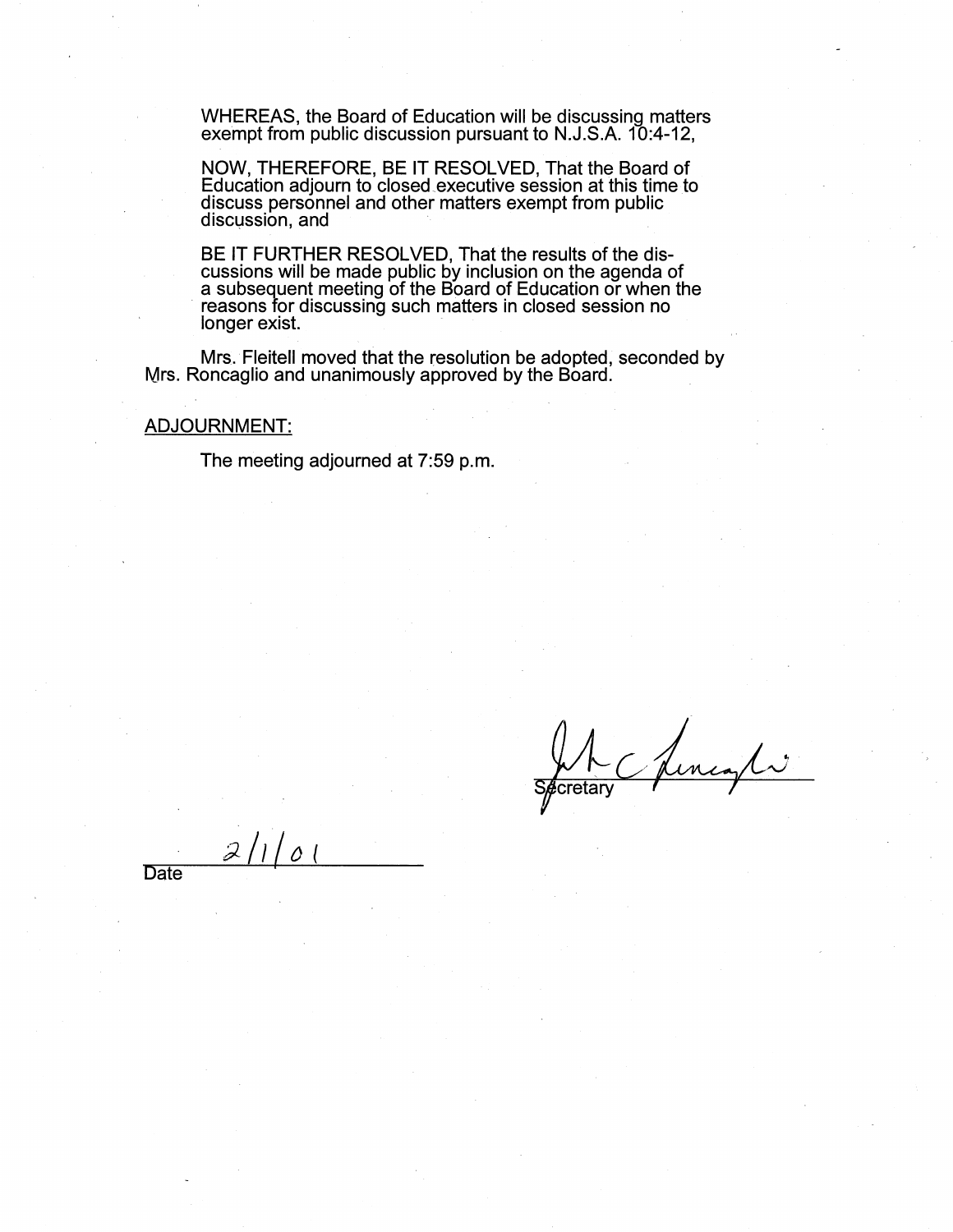WHEREAS, the Board of Education will be discussing matters exempt from public discussion pursuant to N.J.S.A. 10:4-12,

NOW, THEREFORE, BE IT RESOLVED, That the Board of Education adjourn to closed executive session at this time to discuss personnel and other matters exempt from public discussion, and

BE IT FURTHER RESOLVED, That the results of the discussions will be made public by inclusion on the agenda of a subsequent meeting of the Board of Education or when the reasons for discussing such matters in closed session no longer exist.

Mrs. Fleitell moved that the resolution be adopted, seconded by Mrs. Roncaglio and unanimously approved by the Board.

## ADJOURNMENT:

The meeting adjourned at 7:59 p.m.

Secretary

Date 2/1/01